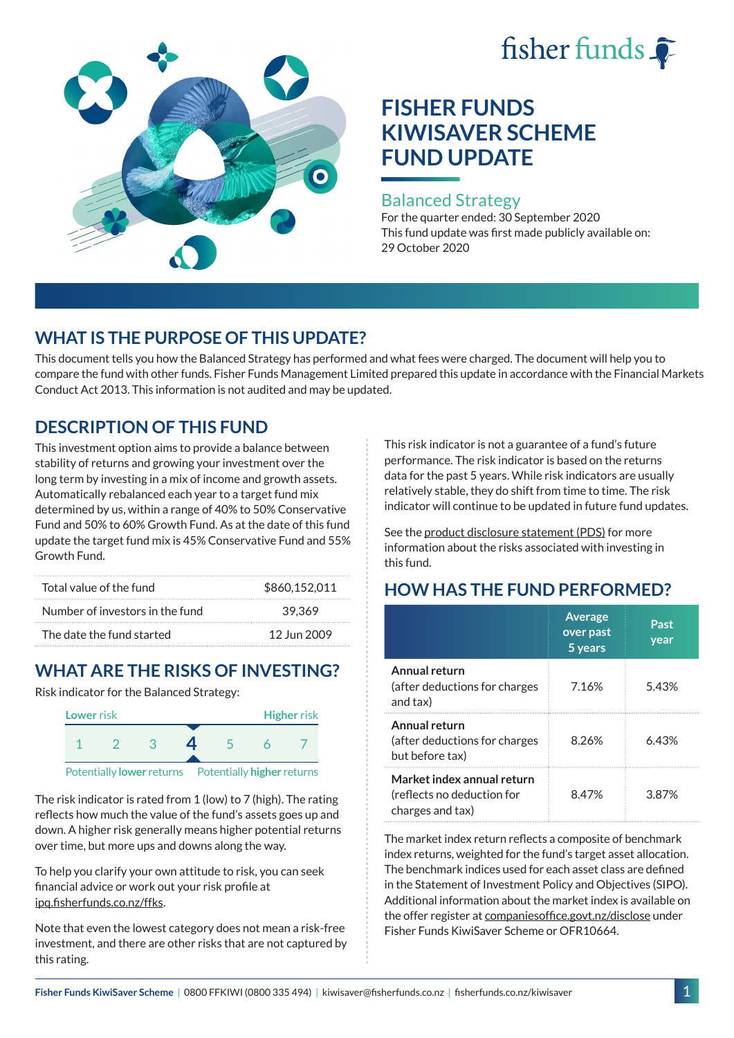fisher funds

# FISHER FUNDS KIWISAVER SCHEME FUND UPDATE

## Balanced Strategy

For the quarter ended: 30 September 2020

This fund update was first made publicly available on: 29 October 2020

## WHAT IS THE PURPOSE OF THIS UPDATE?

This document tells you how the Balanced Strategy has performed and what fees were charged. The document will help you to compare the fund with other funds. Fisher Funds Management Limited prepared this update in accordance with the Financial Markets Conduct Act 2013. This information is not audited and may be updated.

## DESCRIPTION OF THIS FUND

This investment option aims to provide a balance between stability of returns and growing your investment over the long term by investing in a mix of income and growth assets. Automatically rebalanced each year to a target fund mix determined by us, within a range of 40% to 50% Conservative Fund and 50% to 60% Growth Fund. As at the date of this fund update the target fund mix is 45% Conservative Fund and 55% Growth Fund.

| | |
|---|---|
| Total value of the fund | $860,152,011 |
| Number of investors in the fund | 39,369 |
| The date the fund started | 12 Jun 2009 |

## WHAT ARE THE RISKS OF INVESTING?

Risk indicator for the Balanced Strategy:

Lower risk — Higher risk

1 | 2 | 3 | **4** | 5 | 6 | 7

Potentially lower returns — Potentially higher returns

The risk indicator is rated from 1 (low) to 7 (high). The rating reflects how much the value of the fund's assets goes up and down. A higher risk generally means higher potential returns over time, but more ups and downs along the way.

To help you clarify your own attitude to risk, you can seek financial advice or work out your risk profile at ipq.fisherfunds.co.nz/ffks.

Note that even the lowest category does not mean a risk-free investment, and there are other risks that are not captured by this rating.

This risk indicator is not a guarantee of a fund's future performance. The risk indicator is based on the returns data for the past 5 years. While risk indicators are usually relatively stable, they do shift from time to time. The risk indicator will continue to be updated in future fund updates.

See the product disclosure statement (PDS) for more information about the risks associated with investing in this fund.

## HOW HAS THE FUND PERFORMED?

| | Average over past 5 years | Past year |
|---|---|---|
| **Annual return** (after deductions for charges and tax) | 7.16% | 5.43% |
| **Annual return** (after deductions for charges but before tax) | 8.26% | 6.43% |
| **Market index annual return** (reflects no deduction for charges and tax) | 8.47% | 3.87% |

The market index return reflects a composite of benchmark index returns, weighted for the fund's target asset allocation. The benchmark indices used for each asset class are defined in the Statement of Investment Policy and Objectives (SIPO). Additional information about the market index is available on the offer register at companiesoffice.govt.nz/disclose under Fisher Funds KiwiSaver Scheme or OFR10664.

**Fisher Funds KiwiSaver Scheme** | 0800 FFKIWI (0800 335 494) | kiwisaver@fisherfunds.co.nz | fisherfunds.co.nz/kiwisaver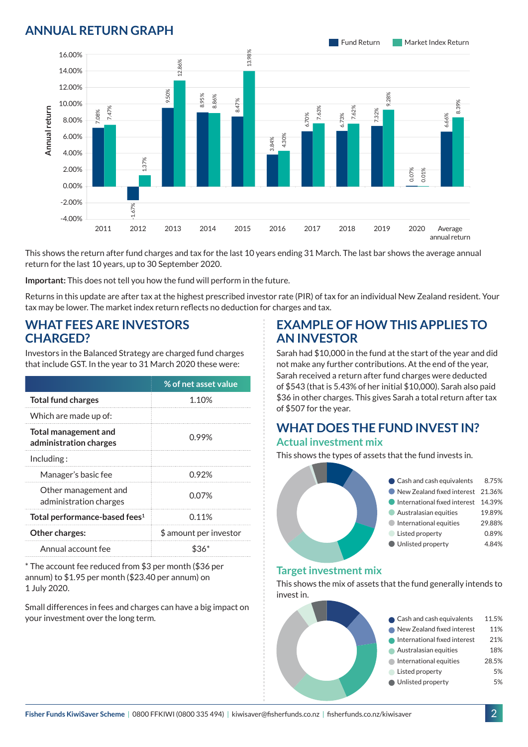## ANNUAL RETURN GRAPH

| Year | Fund Return | Market Index Return |
|---|---|---|
| 2011 | 7.08% | 7.47% |
| 2012 | -1.67% | 1.37% |
| 2013 | 9.50% | 12.86% |
| 2014 | 8.95% | 8.86% |
| 2015 | 8.47% | 13.98% |
| 2016 | 3.84% | 4.30% |
| 2017 | 6.70% | 7.63% |
| 2018 | 6.73% | 7.62% |
| 2019 | 7.32% | 9.28% |
| 2020 | 0.07% | 0.01% |
| Average annual return | 6.66% | 8.39% |

This shows the return after fund charges and tax for the last 10 years ending 31 March. The last bar shows the average annual return for the last 10 years, up to 30 September 2020.

**Important:** This does not tell you how the fund will perform in the future.

Returns in this update are after tax at the highest prescribed investor rate (PIR) of tax for an individual New Zealand resident. Your tax may be lower. The market index return reflects no deduction for charges and tax.

## WHAT FEES ARE INVESTORS CHARGED?

Investors in the Balanced Strategy are charged fund charges that include GST. In the year to 31 March 2020 these were:

| | % of net asset value |
|---|---|
| **Total fund charges** | 1.10% |
| Which are made up of: | |
| **Total management and administration charges** | 0.99% |
| Including : | |
| Manager's basic fee | 0.92% |
| Other management and administration charges | 0.07% |
| **Total performance-based fees**[1] | 0.11% |
| **Other charges:** | $ amount per investor |
| Annual account fee | $36* |

\* The account fee reduced from $3 per month ($36 per annum) to $1.95 per month ($23.40 per annum) on 1 July 2020.

Small differences in fees and charges can have a big impact on your investment over the long term.

## EXAMPLE OF HOW THIS APPLIES TO AN INVESTOR

Sarah had $10,000 in the fund at the start of the year and did not make any further contributions. At the end of the year, Sarah received a return after fund charges were deducted of $543 (that is 5.43% of her initial $10,000). Sarah also paid $36 in other charges. This gives Sarah a total return after tax of $507 for the year.

## WHAT DOES THE FUND INVEST IN?

### Actual investment mix

This shows the types of assets that the fund invests in.

| Asset | % |
|---|---|
| Cash and cash equivalents | 8.75% |
| New Zealand fixed interest | 21.36% |
| International fixed interest | 14.39% |
| Australasian equities | 19.89% |
| International equities | 29.88% |
| Listed property | 0.89% |
| Unlisted property | 4.84% |

### Target investment mix

This shows the mix of assets that the fund generally intends to invest in.

| Asset | % |
|---|---|
| Cash and cash equivalents | 11.5% |
| New Zealand fixed interest | 11% |
| International fixed interest | 21% |
| Australasian equities | 18% |
| International equities | 28.5% |
| Listed property | 5% |
| Unlisted property | 5% |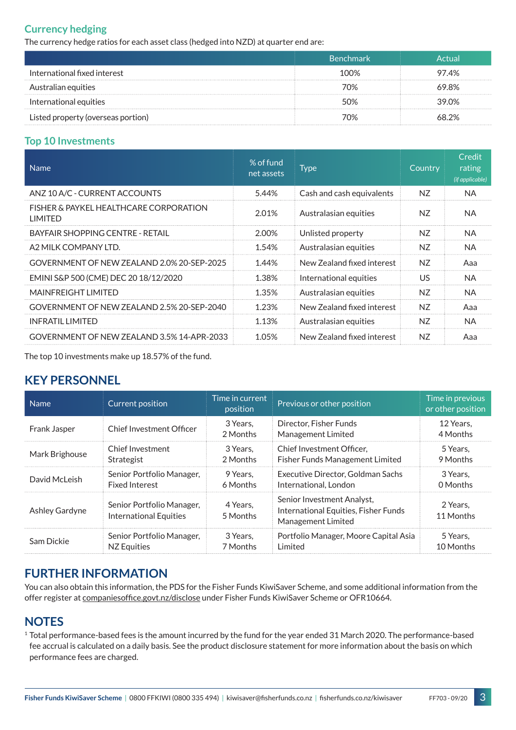## Currency hedging

The currency hedge ratios for each asset class (hedged into NZD) at quarter end are:

| | Benchmark | Actual |
|---|---|---|
| International fixed interest | 100% | 97.4% |
| Australian equities | 70% | 69.8% |
| International equities | 50% | 39.0% |
| Listed property (overseas portion) | 70% | 68.2% |

## Top 10 Investments

| Name | % of fund net assets | Type | Country | Credit rating *(if applicable)* |
|---|---|---|---|---|
| ANZ 10 A/C - CURRENT ACCOUNTS | 5.44% | Cash and cash equivalents | NZ | NA |
| FISHER & PAYKEL HEALTHCARE CORPORATION LIMITED | 2.01% | Australasian equities | NZ | NA |
| BAYFAIR SHOPPING CENTRE - RETAIL | 2.00% | Unlisted property | NZ | NA |
| A2 MILK COMPANY LTD. | 1.54% | Australasian equities | NZ | NA |
| GOVERNMENT OF NEW ZEALAND 2.0% 20-SEP-2025 | 1.44% | New Zealand fixed interest | NZ | Aaa |
| EMINI S&P 500 (CME) DEC 20 18/12/2020 | 1.38% | International equities | US | NA |
| MAINFREIGHT LIMITED | 1.35% | Australasian equities | NZ | NA |
| GOVERNMENT OF NEW ZEALAND 2.5% 20-SEP-2040 | 1.23% | New Zealand fixed interest | NZ | Aaa |
| INFRATIL LIMITED | 1.13% | Australasian equities | NZ | NA |
| GOVERNMENT OF NEW ZEALAND 3.5% 14-APR-2033 | 1.05% | New Zealand fixed interest | NZ | Aaa |

The top 10 investments make up 18.57% of the fund.

# KEY PERSONNEL

| Name | Current position | Time in current position | Previous or other position | Time in previous or other position |
|---|---|---|---|---|
| Frank Jasper | Chief Investment Officer | 3 Years, 2 Months | Director, Fisher Funds Management Limited | 12 Years, 4 Months |
| Mark Brighouse | Chief Investment Strategist | 3 Years, 2 Months | Chief Investment Officer, Fisher Funds Management Limited | 5 Years, 9 Months |
| David McLeish | Senior Portfolio Manager, Fixed Interest | 9 Years, 6 Months | Executive Director, Goldman Sachs International, London | 3 Years, 0 Months |
| Ashley Gardyne | Senior Portfolio Manager, International Equities | 4 Years, 5 Months | Senior Investment Analyst, International Equities, Fisher Funds Management Limited | 2 Years, 11 Months |
| Sam Dickie | Senior Portfolio Manager, NZ Equities | 3 Years, 7 Months | Portfolio Manager, Moore Capital Asia Limited | 5 Years, 10 Months |

# FURTHER INFORMATION

You can also obtain this information, the PDS for the Fisher Funds KiwiSaver Scheme, and some additional information from the offer register at companiesoffice.govt.nz/disclose under Fisher Funds KiwiSaver Scheme or OFR10664.

# NOTES

[1] Total performance-based fees is the amount incurred by the fund for the year ended 31 March 2020. The performance-based fee accrual is calculated on a daily basis. See the product disclosure statement for more information about the basis on which performance fees are charged.